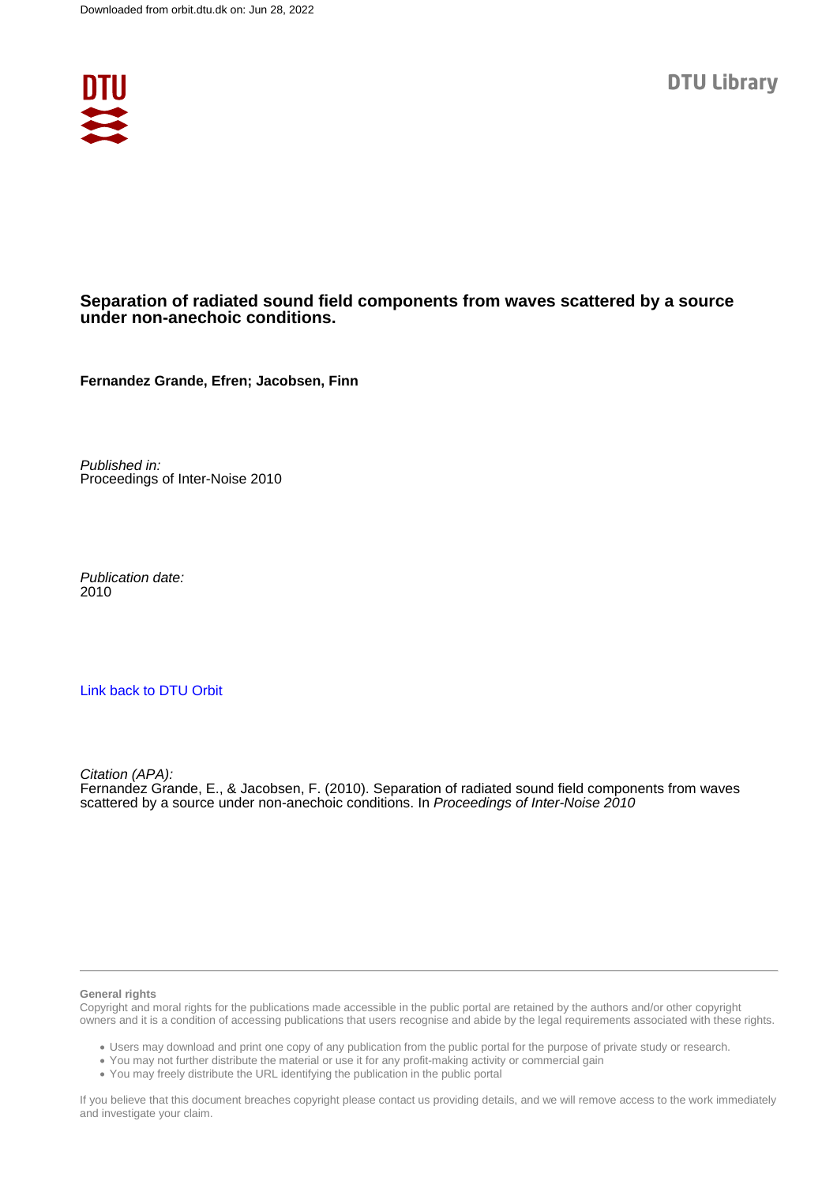Downloaded from orbit.dtu.dk on: Jun 28, 2022

DTU Library

**Separation of radiated sound field components from waves scattered by a source under non-anechoic conditions.**

**Fernandez Grande, Efren; Jacobsen, Finn**

*Published in:*
Proceedings of Inter-Noise 2010

*Publication date:*
2010

Link back to DTU Orbit

*Citation (APA):*
Fernandez Grande, E., & Jacobsen, F. (2010). Separation of radiated sound field components from waves scattered by a source under non-anechoic conditions. In *Proceedings of Inter-Noise 2010*

**General rights**

Copyright and moral rights for the publications made accessible in the public portal are retained by the authors and/or other copyright owners and it is a condition of accessing publications that users recognise and abide by the legal requirements associated with these rights.

- Users may download and print one copy of any publication from the public portal for the purpose of private study or research.
- You may not further distribute the material or use it for any profit-making activity or commercial gain
- You may freely distribute the URL identifying the publication in the public portal

If you believe that this document breaches copyright please contact us providing details, and we will remove access to the work immediately and investigate your claim.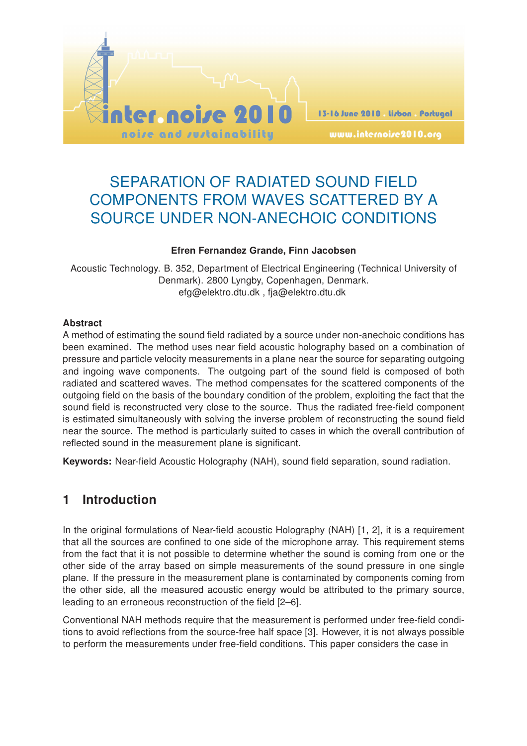# SEPARATION OF RADIATED SOUND FIELD COMPONENTS FROM WAVES SCATTERED BY A SOURCE UNDER NON-ANECHOIC CONDITIONS

**Efren Fernandez Grande, Finn Jacobsen**

Acoustic Technology. B. 352, Department of Electrical Engineering (Technical University of Denmark). 2800 Lyngby, Copenhagen, Denmark.
efg@elektro.dtu.dk , fja@elektro.dtu.dk

**Abstract**

A method of estimating the sound field radiated by a source under non-anechoic conditions has been examined. The method uses near field acoustic holography based on a combination of pressure and particle velocity measurements in a plane near the source for separating outgoing and ingoing wave components. The outgoing part of the sound field is composed of both radiated and scattered waves. The method compensates for the scattered components of the outgoing field on the basis of the boundary condition of the problem, exploiting the fact that the sound field is reconstructed very close to the source. Thus the radiated free-field component is estimated simultaneously with solving the inverse problem of reconstructing the sound field near the source. The method is particularly suited to cases in which the overall contribution of reflected sound in the measurement plane is significant.

**Keywords:** Near-field Acoustic Holography (NAH), sound field separation, sound radiation.

## 1 Introduction

In the original formulations of Near-field acoustic Holography (NAH) [1, 2], it is a requirement that all the sources are confined to one side of the microphone array. This requirement stems from the fact that it is not possible to determine whether the sound is coming from one or the other side of the array based on simple measurements of the sound pressure in one single plane. If the pressure in the measurement plane is contaminated by components coming from the other side, all the measured acoustic energy would be attributed to the primary source, leading to an erroneous reconstruction of the field [2–6].

Conventional NAH methods require that the measurement is performed under free-field conditions to avoid reflections from the source-free half space [3]. However, it is not always possible to perform the measurements under free-field conditions. This paper considers the case in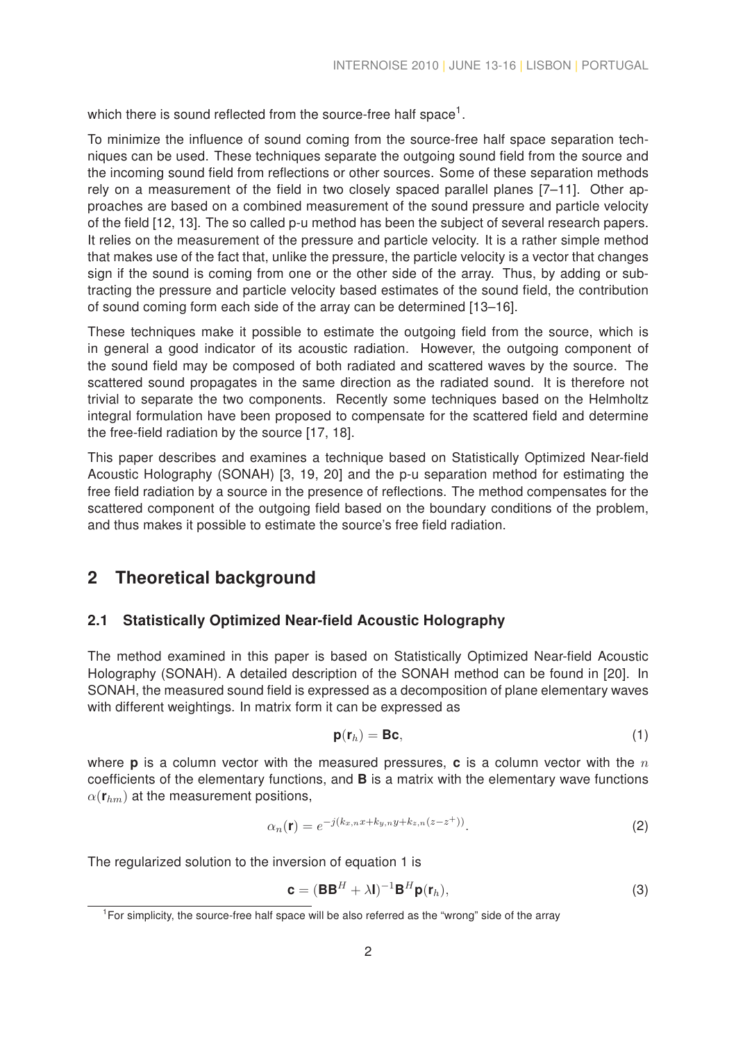which there is sound reflected from the source-free half space[1].

To minimize the influence of sound coming from the source-free half space separation techniques can be used. These techniques separate the outgoing sound field from the source and the incoming sound field from reflections or other sources. Some of these separation methods rely on a measurement of the field in two closely spaced parallel planes [7–11]. Other approaches are based on a combined measurement of the sound pressure and particle velocity of the field [12, 13]. The so called p-u method has been the subject of several research papers. It relies on the measurement of the pressure and particle velocity. It is a rather simple method that makes use of the fact that, unlike the pressure, the particle velocity is a vector that changes sign if the sound is coming from one or the other side of the array. Thus, by adding or subtracting the pressure and particle velocity based estimates of the sound field, the contribution of sound coming form each side of the array can be determined [13–16].

These techniques make it possible to estimate the outgoing field from the source, which is in general a good indicator of its acoustic radiation. However, the outgoing component of the sound field may be composed of both radiated and scattered waves by the source. The scattered sound propagates in the same direction as the radiated sound. It is therefore not trivial to separate the two components. Recently some techniques based on the Helmholtz integral formulation have been proposed to compensate for the scattered field and determine the free-field radiation by the source [17, 18].

This paper describes and examines a technique based on Statistically Optimized Near-field Acoustic Holography (SONAH) [3, 19, 20] and the p-u separation method for estimating the free field radiation by a source in the presence of reflections. The method compensates for the scattered component of the outgoing field based on the boundary conditions of the problem, and thus makes it possible to estimate the source's free field radiation.

## 2 Theoretical background

### 2.1 Statistically Optimized Near-field Acoustic Holography

The method examined in this paper is based on Statistically Optimized Near-field Acoustic Holography (SONAH). A detailed description of the SONAH method can be found in [20]. In SONAH, the measured sound field is expressed as a decomposition of plane elementary waves with different weightings. In matrix form it can be expressed as

$$\mathbf{p}(\mathbf{r}_h) = \mathbf{B}\mathbf{c}, \tag{1}$$

where $\mathbf{p}$ is a column vector with the measured pressures, $\mathbf{c}$ is a column vector with the $n$ coefficients of the elementary functions, and $\mathbf{B}$ is a matrix with the elementary wave functions $\alpha(\mathbf{r}_{hm})$ at the measurement positions,

$$\alpha_n(\mathbf{r}) = e^{-j(k_{x,n}x + k_{y,n}y + k_{z,n}(z - z^{+}))}. \tag{2}$$

The regularized solution to the inversion of equation 1 is

$$\mathbf{c} = (\mathbf{B}\mathbf{B}^H + \lambda\mathbf{I})^{-1}\mathbf{B}^H\mathbf{p}(\mathbf{r}_h), \tag{3}$$

[1] For simplicity, the source-free half space will be also referred as the "wrong" side of the array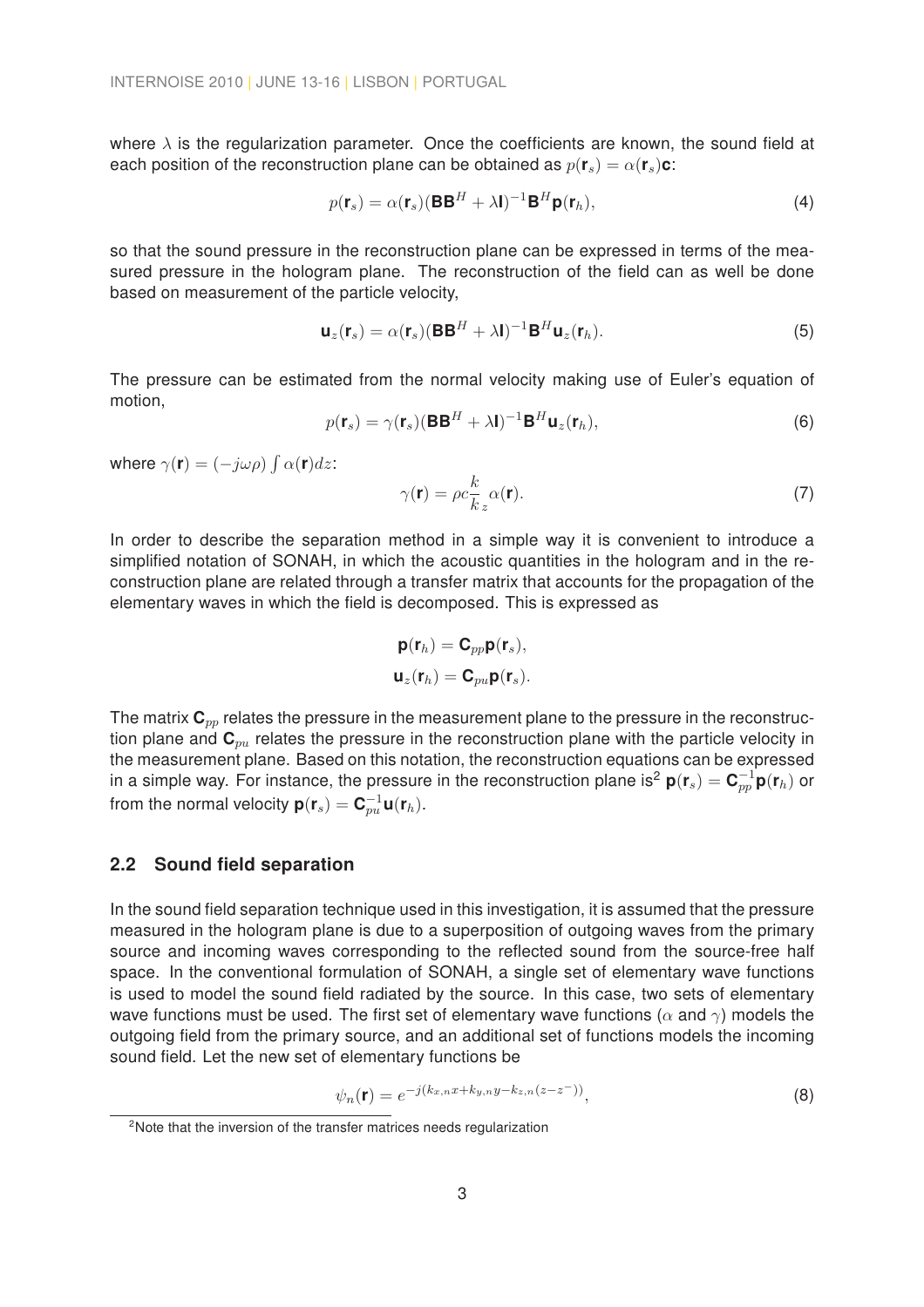where $\lambda$ is the regularization parameter. Once the coefficients are known, the sound field at each position of the reconstruction plane can be obtained as $p(\mathbf{r}_s) = \alpha(\mathbf{r}_s)\mathbf{c}$:

$$p(\mathbf{r}_s) = \alpha(\mathbf{r}_s)(\mathbf{B}\mathbf{B}^H + \lambda\mathbf{I})^{-1}\mathbf{B}^H\mathbf{p}(\mathbf{r}_h), \tag{4}$$

so that the sound pressure in the reconstruction plane can be expressed in terms of the measured pressure in the hologram plane. The reconstruction of the field can as well be done based on measurement of the particle velocity,

$$\mathbf{u}_z(\mathbf{r}_s) = \alpha(\mathbf{r}_s)(\mathbf{B}\mathbf{B}^H + \lambda\mathbf{I})^{-1}\mathbf{B}^H\mathbf{u}_z(\mathbf{r}_h). \tag{5}$$

The pressure can be estimated from the normal velocity making use of Euler's equation of motion,

$$p(\mathbf{r}_s) = \gamma(\mathbf{r}_s)(\mathbf{B}\mathbf{B}^H + \lambda\mathbf{I})^{-1}\mathbf{B}^H\mathbf{u}_z(\mathbf{r}_h), \tag{6}$$

where $\gamma(\mathbf{r}) = (-j\omega\rho)\int \alpha(\mathbf{r})dz$:

$$\gamma(\mathbf{r}) = \rho c \frac{k}{k_z}\,\alpha(\mathbf{r}). \tag{7}$$

In order to describe the separation method in a simple way it is convenient to introduce a simplified notation of SONAH, in which the acoustic quantities in the hologram and in the reconstruction plane are related through a transfer matrix that accounts for the propagation of the elementary waves in which the field is decomposed. This is expressed as

$$\mathbf{p}(\mathbf{r}_h) = \mathbf{C}_{pp}\mathbf{p}(\mathbf{r}_s),$$
$$\mathbf{u}_z(\mathbf{r}_h) = \mathbf{C}_{pu}\mathbf{p}(\mathbf{r}_s).$$

The matrix $\mathbf{C}_{pp}$ relates the pressure in the measurement plane to the pressure in the reconstruction plane and $\mathbf{C}_{pu}$ relates the pressure in the reconstruction plane with the particle velocity in the measurement plane. Based on this notation, the reconstruction equations can be expressed in a simple way. For instance, the pressure in the reconstruction plane is[2] $\mathbf{p}(\mathbf{r}_s) = \mathbf{C}_{pp}^{-1}\mathbf{p}(\mathbf{r}_h)$ or from the normal velocity $\mathbf{p}(\mathbf{r}_s) = \mathbf{C}_{pu}^{-1}\mathbf{u}(\mathbf{r}_h)$.

## 2.2 Sound field separation

In the sound field separation technique used in this investigation, it is assumed that the pressure measured in the hologram plane is due to a superposition of outgoing waves from the primary source and incoming waves corresponding to the reflected sound from the source-free half space. In the conventional formulation of SONAH, a single set of elementary wave functions is used to model the sound field radiated by the source. In this case, two sets of elementary wave functions must be used. The first set of elementary wave functions ($\alpha$ and $\gamma$) models the outgoing field from the primary source, and an additional set of functions models the incoming sound field. Let the new set of elementary functions be

$$\psi_n(\mathbf{r}) = e^{-j(k_{x,n}x + k_{y,n}y - k_{z,n}(z - z^-))}, \tag{8}$$

[2] Note that the inversion of the transfer matrices needs regularization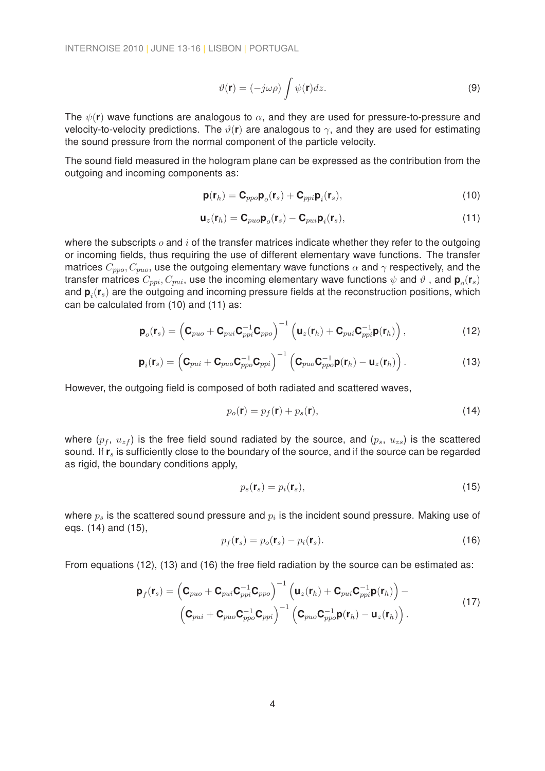$$\vartheta(\mathbf{r}) = (-j\omega\rho) \int \psi(\mathbf{r}) dz. \tag{9}$$

The $\psi(\mathbf{r})$ wave functions are analogous to $\alpha$, and they are used for pressure-to-pressure and velocity-to-velocity predictions. The $\vartheta(\mathbf{r})$ are analogous to $\gamma$, and they are used for estimating the sound pressure from the normal component of the particle velocity.

The sound field measured in the hologram plane can be expressed as the contribution from the outgoing and incoming components as:

$$\mathbf{p}(\mathbf{r}_h) = \mathbf{C}_{ppo}\mathbf{p}_o(\mathbf{r}_s) + \mathbf{C}_{ppi}\mathbf{p}_i(\mathbf{r}_s), \tag{10}$$

$$\mathbf{u}_z(\mathbf{r}_h) = \mathbf{C}_{puo}\mathbf{p}_o(\mathbf{r}_s) - \mathbf{C}_{pui}\mathbf{p}_i(\mathbf{r}_s), \tag{11}$$

where the subscripts $o$ and $i$ of the transfer matrices indicate whether they refer to the outgoing or incoming fields, thus requiring the use of different elementary wave functions. The transfer matrices $C_{ppo}, C_{puo}$, use the outgoing elementary wave functions $\alpha$ and $\gamma$ respectively, and the transfer matrices $C_{ppi}, C_{pui}$, use the incoming elementary wave functions $\psi$ and $\vartheta$ , and $\mathbf{p}_o(\mathbf{r}_s)$ and $\mathbf{p}_i(\mathbf{r}_s)$ are the outgoing and incoming pressure fields at the reconstruction positions, which can be calculated from (10) and (11) as:

$$\mathbf{p}_o(\mathbf{r}_s) = \left(\mathbf{C}_{puo} + \mathbf{C}_{pui}\mathbf{C}_{ppi}^{-1}\mathbf{C}_{ppo}\right)^{-1}\left(\mathbf{u}_z(\mathbf{r}_h) + \mathbf{C}_{pui}\mathbf{C}_{ppi}^{-1}\mathbf{p}(\mathbf{r}_h)\right), \tag{12}$$

$$\mathbf{p}_i(\mathbf{r}_s) = \left(\mathbf{C}_{pui} + \mathbf{C}_{puo}\mathbf{C}_{ppo}^{-1}\mathbf{C}_{ppi}\right)^{-1}\left(\mathbf{C}_{puo}\mathbf{C}_{ppo}^{-1}\mathbf{p}(\mathbf{r}_h) - \mathbf{u}_z(\mathbf{r}_h)\right). \tag{13}$$

However, the outgoing field is composed of both radiated and scattered waves,

$$p_o(\mathbf{r}) = p_f(\mathbf{r}) + p_s(\mathbf{r}), \tag{14}$$

where ($p_f$, $u_{zf}$) is the free field sound radiated by the source, and ($p_s$, $u_{zs}$) is the scattered sound. If $\mathbf{r}_s$ is sufficiently close to the boundary of the source, and if the source can be regarded as rigid, the boundary conditions apply,

$$p_s(\mathbf{r}_s) = p_i(\mathbf{r}_s), \tag{15}$$

where $p_s$ is the scattered sound pressure and $p_i$ is the incident sound pressure. Making use of eqs. (14) and (15),

$$p_f(\mathbf{r}_s) = p_o(\mathbf{r}_s) - p_i(\mathbf{r}_s). \tag{16}$$

From equations (12), (13) and (16) the free field radiation by the source can be estimated as:

$$\begin{aligned}\mathbf{p}_f(\mathbf{r}_s) = &\left(\mathbf{C}_{puo} + \mathbf{C}_{pui}\mathbf{C}_{ppi}^{-1}\mathbf{C}_{ppo}\right)^{-1}\left(\mathbf{u}_z(\mathbf{r}_h) + \mathbf{C}_{pui}\mathbf{C}_{ppi}^{-1}\mathbf{p}(\mathbf{r}_h)\right) - \\ &\left(\mathbf{C}_{pui} + \mathbf{C}_{puo}\mathbf{C}_{ppo}^{-1}\mathbf{C}_{ppi}\right)^{-1}\left(\mathbf{C}_{puo}\mathbf{C}_{ppo}^{-1}\mathbf{p}(\mathbf{r}_h) - \mathbf{u}_z(\mathbf{r}_h)\right).\end{aligned} \tag{17}$$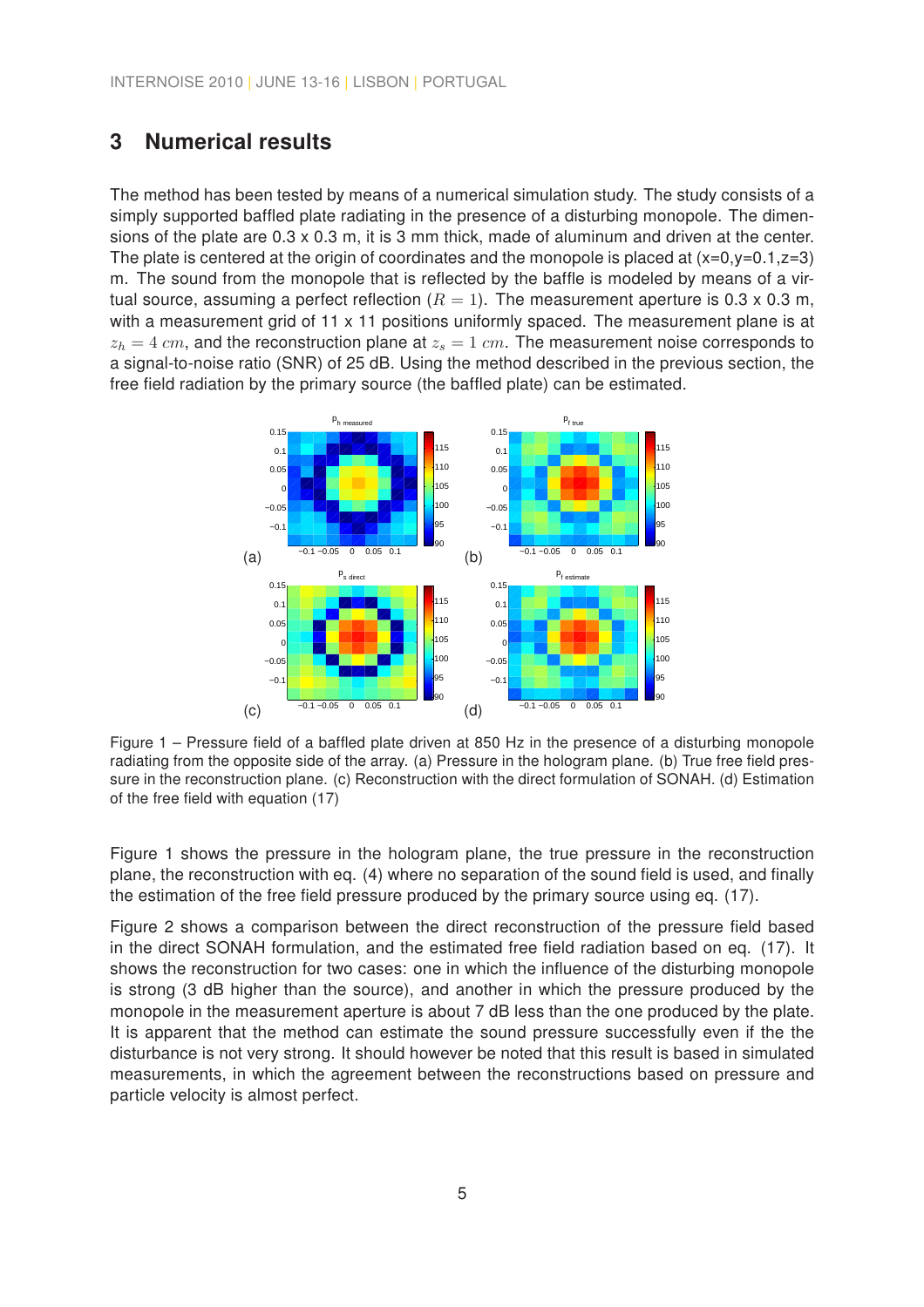## 3 Numerical results

The method has been tested by means of a numerical simulation study. The study consists of a simply supported baffled plate radiating in the presence of a disturbing monopole. The dimensions of the plate are 0.3 x 0.3 m, it is 3 mm thick, made of aluminum and driven at the center. The plate is centered at the origin of coordinates and the monopole is placed at (x=0,y=0.1,z=3) m. The sound from the monopole that is reflected by the baffle is modeled by means of a virtual source, assuming a perfect reflection ($R = 1$). The measurement aperture is 0.3 x 0.3 m, with a measurement grid of 11 x 11 positions uniformly spaced. The measurement plane is at $z_h = 4\ cm$, and the reconstruction plane at $z_s = 1\ cm$. The measurement noise corresponds to a signal-to-noise ratio (SNR) of 25 dB. Using the method described in the previous section, the free field radiation by the primary source (the baffled plate) can be estimated.

Figure 1 – Pressure field of a baffled plate driven at 850 Hz in the presence of a disturbing monopole radiating from the opposite side of the array. (a) Pressure in the hologram plane. (b) True free field pressure in the reconstruction plane. (c) Reconstruction with the direct formulation of SONAH. (d) Estimation of the free field with equation (17)

Figure 1 shows the pressure in the hologram plane, the true pressure in the reconstruction plane, the reconstruction with eq. (4) where no separation of the sound field is used, and finally the estimation of the free field pressure produced by the primary source using eq. (17).

Figure 2 shows a comparison between the direct reconstruction of the pressure field based in the direct SONAH formulation, and the estimated free field radiation based on eq. (17). It shows the reconstruction for two cases: one in which the influence of the disturbing monopole is strong (3 dB higher than the source), and another in which the pressure produced by the monopole in the measurement aperture is about 7 dB less than the one produced by the plate. It is apparent that the method can estimate the sound pressure successfully even if the the disturbance is not very strong. It should however be noted that this result is based in simulated measurements, in which the agreement between the reconstructions based on pressure and particle velocity is almost perfect.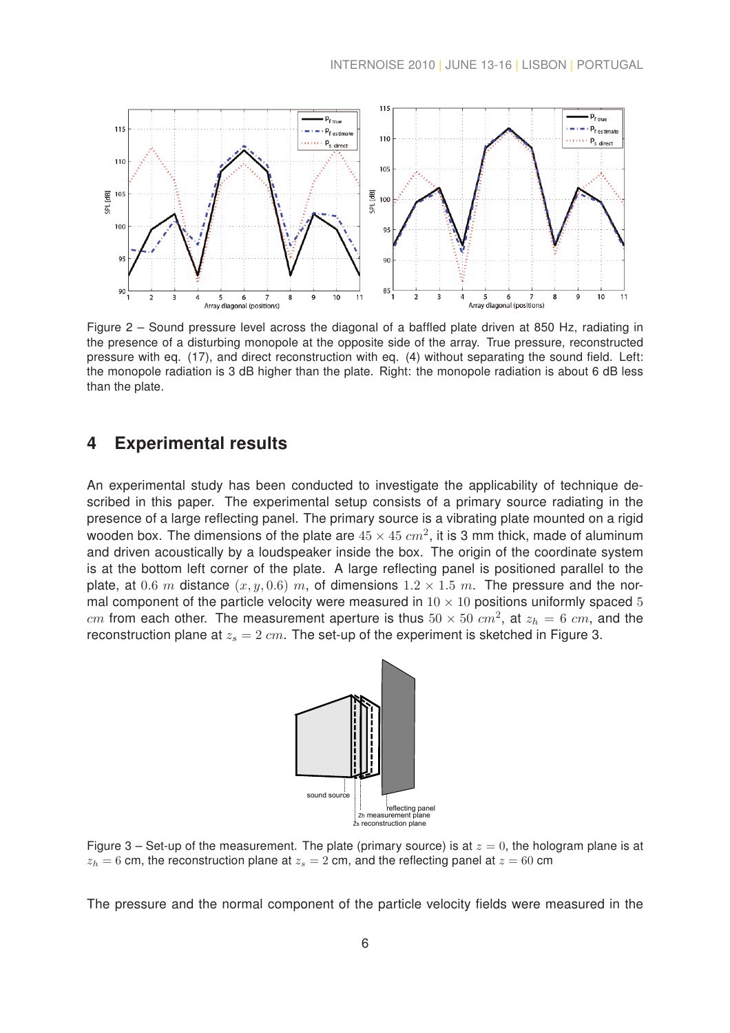Figure 2 – Sound pressure level across the diagonal of a baffled plate driven at 850 Hz, radiating in the presence of a disturbing monopole at the opposite side of the array. True pressure, reconstructed pressure with eq. (17), and direct reconstruction with eq. (4) without separating the sound field. Left: the monopole radiation is 3 dB higher than the plate. Right: the monopole radiation is about 6 dB less than the plate.

## 4 Experimental results

An experimental study has been conducted to investigate the applicability of technique described in this paper. The experimental setup consists of a primary source radiating in the presence of a large reflecting panel. The primary source is a vibrating plate mounted on a rigid wooden box. The dimensions of the plate are $45 \times 45\ cm^2$, it is 3 mm thick, made of aluminum and driven acoustically by a loudspeaker inside the box. The origin of the coordinate system is at the bottom left corner of the plate. A large reflecting panel is positioned parallel to the plate, at $0.6\ m$ distance $(x, y, 0.6)\ m$, of dimensions $1.2 \times 1.5\ m$. The pressure and the normal component of the particle velocity were measured in $10 \times 10$ positions uniformly spaced $5\ cm$ from each other. The measurement aperture is thus $50 \times 50\ cm^2$, at $z_h = 6\ cm$, and the reconstruction plane at $z_s = 2\ cm$. The set-up of the experiment is sketched in Figure 3.

Figure 3 – Set-up of the measurement. The plate (primary source) is at $z = 0$, the hologram plane is at $z_h = 6$ cm, the reconstruction plane at $z_s = 2$ cm, and the reflecting panel at $z = 60$ cm

The pressure and the normal component of the particle velocity fields were measured in the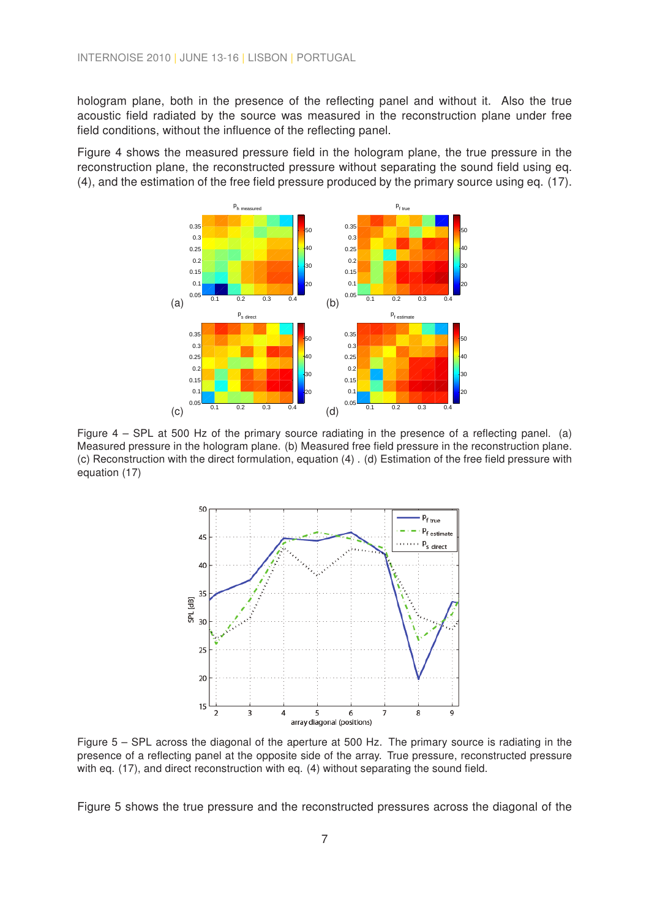hologram plane, both in the presence of the reflecting panel and without it. Also the true acoustic field radiated by the source was measured in the reconstruction plane under free field conditions, without the influence of the reflecting panel.

Figure 4 shows the measured pressure field in the hologram plane, the true pressure in the reconstruction plane, the reconstructed pressure without separating the sound field using eq. (4), and the estimation of the free field pressure produced by the primary source using eq. (17).

Figure 4 – SPL at 500 Hz of the primary source radiating in the presence of a reflecting panel. (a) Measured pressure in the hologram plane. (b) Measured free field pressure in the reconstruction plane. (c) Reconstruction with the direct formulation, equation (4) . (d) Estimation of the free field pressure with equation (17)

Figure 5 – SPL across the diagonal of the aperture at 500 Hz. The primary source is radiating in the presence of a reflecting panel at the opposite side of the array. True pressure, reconstructed pressure with eq. (17), and direct reconstruction with eq. (4) without separating the sound field.

Figure 5 shows the true pressure and the reconstructed pressures across the diagonal of the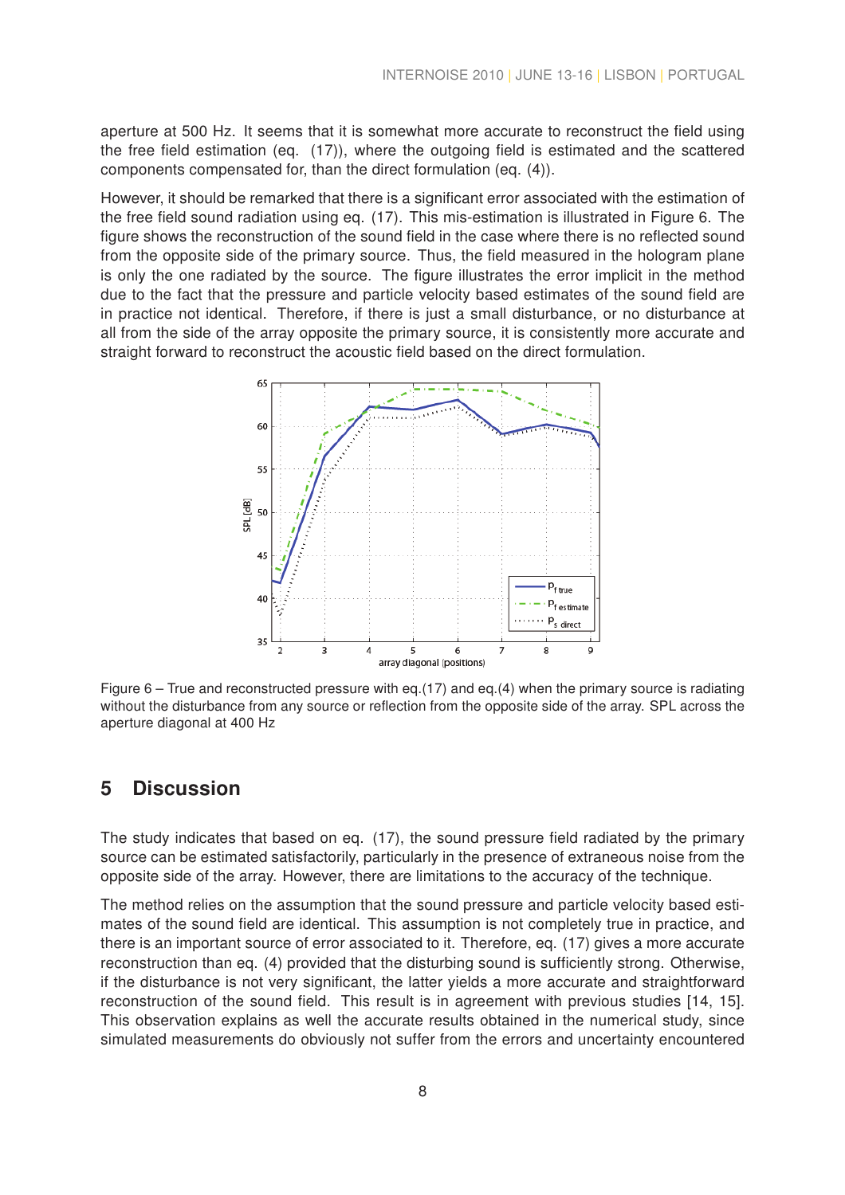aperture at 500 Hz. It seems that it is somewhat more accurate to reconstruct the field using the free field estimation (eq. (17)), where the outgoing field is estimated and the scattered components compensated for, than the direct formulation (eq. (4)).

However, it should be remarked that there is a significant error associated with the estimation of the free field sound radiation using eq. (17). This mis-estimation is illustrated in Figure 6. The figure shows the reconstruction of the sound field in the case where there is no reflected sound from the opposite side of the primary source. Thus, the field measured in the hologram plane is only the one radiated by the source. The figure illustrates the error implicit in the method due to the fact that the pressure and particle velocity based estimates of the sound field are in practice not identical. Therefore, if there is just a small disturbance, or no disturbance at all from the side of the array opposite the primary source, it is consistently more accurate and straight forward to reconstruct the acoustic field based on the direct formulation.

Figure 6 – True and reconstructed pressure with eq.(17) and eq.(4) when the primary source is radiating without the disturbance from any source or reflection from the opposite side of the array. SPL across the aperture diagonal at 400 Hz

## 5 Discussion

The study indicates that based on eq. (17), the sound pressure field radiated by the primary source can be estimated satisfactorily, particularly in the presence of extraneous noise from the opposite side of the array. However, there are limitations to the accuracy of the technique.

The method relies on the assumption that the sound pressure and particle velocity based estimates of the sound field are identical. This assumption is not completely true in practice, and there is an important source of error associated to it. Therefore, eq. (17) gives a more accurate reconstruction than eq. (4) provided that the disturbing sound is sufficiently strong. Otherwise, if the disturbance is not very significant, the latter yields a more accurate and straightforward reconstruction of the sound field. This result is in agreement with previous studies [14, 15]. This observation explains as well the accurate results obtained in the numerical study, since simulated measurements do obviously not suffer from the errors and uncertainty encountered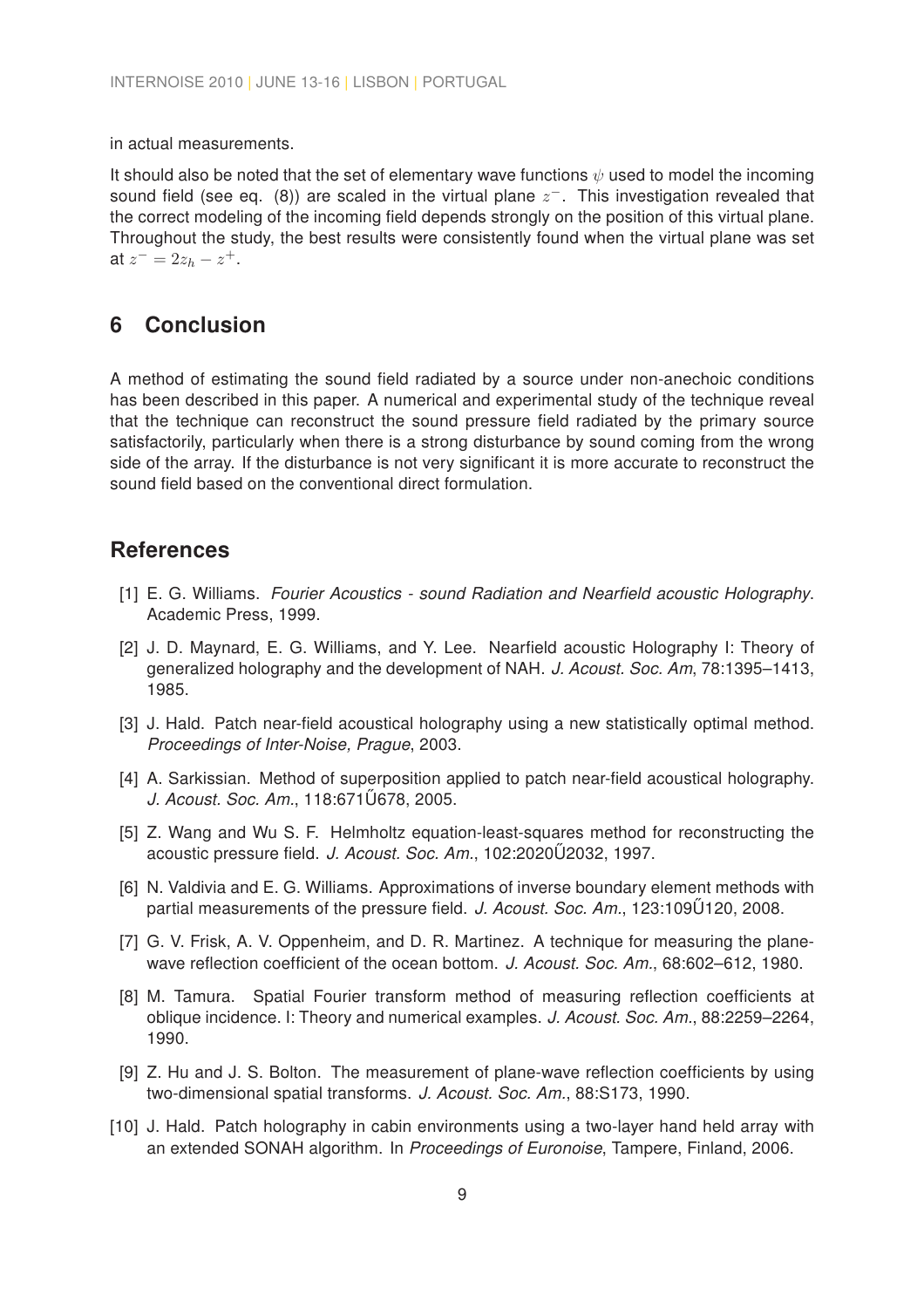in actual measurements.

It should also be noted that the set of elementary wave functions $\psi$ used to model the incoming sound field (see eq. (8)) are scaled in the virtual plane $z^-$. This investigation revealed that the correct modeling of the incoming field depends strongly on the position of this virtual plane. Throughout the study, the best results were consistently found when the virtual plane was set at $z^- = 2z_h - z^+$.

## 6 Conclusion

A method of estimating the sound field radiated by a source under non-anechoic conditions has been described in this paper. A numerical and experimental study of the technique reveal that the technique can reconstruct the sound pressure field radiated by the primary source satisfactorily, particularly when there is a strong disturbance by sound coming from the wrong side of the array. If the disturbance is not very significant it is more accurate to reconstruct the sound field based on the conventional direct formulation.

## References

[1] E. G. Williams. *Fourier Acoustics - sound Radiation and Nearfield acoustic Holography*. Academic Press, 1999.

[2] J. D. Maynard, E. G. Williams, and Y. Lee. Nearfield acoustic Holography I: Theory of generalized holography and the development of NAH. *J. Acoust. Soc. Am*, 78:1395–1413, 1985.

[3] J. Hald. Patch near-field acoustical holography using a new statistically optimal method. *Proceedings of Inter-Noise, Prague*, 2003.

[4] A. Sarkissian. Method of superposition applied to patch near-field acoustical holography. *J. Acoust. Soc. Am.*, 118:671Ű678, 2005.

[5] Z. Wang and Wu S. F. Helmholtz equation-least-squares method for reconstructing the acoustic pressure field. *J. Acoust. Soc. Am.*, 102:2020Ű2032, 1997.

[6] N. Valdivia and E. G. Williams. Approximations of inverse boundary element methods with partial measurements of the pressure field. *J. Acoust. Soc. Am.*, 123:109Ű120, 2008.

[7] G. V. Frisk, A. V. Oppenheim, and D. R. Martinez. A technique for measuring the plane-wave reflection coefficient of the ocean bottom. *J. Acoust. Soc. Am.*, 68:602–612, 1980.

[8] M. Tamura. Spatial Fourier transform method of measuring reflection coefficients at oblique incidence. I: Theory and numerical examples. *J. Acoust. Soc. Am.*, 88:2259–2264, 1990.

[9] Z. Hu and J. S. Bolton. The measurement of plane-wave reflection coefficients by using two-dimensional spatial transforms. *J. Acoust. Soc. Am.*, 88:S173, 1990.

[10] J. Hald. Patch holography in cabin environments using a two-layer hand held array with an extended SONAH algorithm. In *Proceedings of Euronoise*, Tampere, Finland, 2006.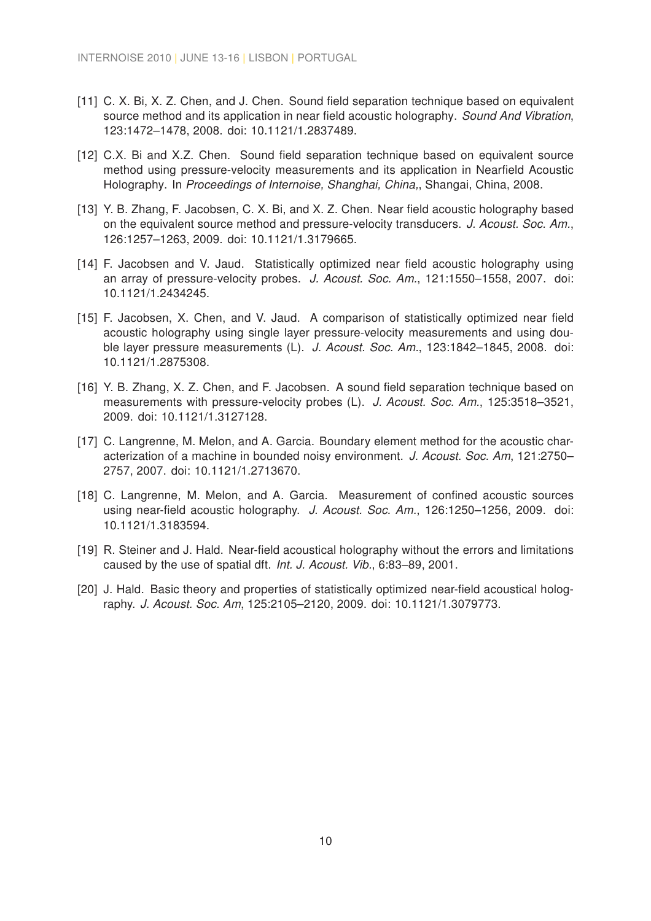[11] C. X. Bi, X. Z. Chen, and J. Chen. Sound field separation technique based on equivalent source method and its application in near field acoustic holography. *Sound And Vibration*, 123:1472–1478, 2008. doi: 10.1121/1.2837489.

[12] C.X. Bi and X.Z. Chen. Sound field separation technique based on equivalent source method using pressure-velocity measurements and its application in Nearfield Acoustic Holography. In *Proceedings of Internoise, Shanghai, China,*, Shangai, China, 2008.

[13] Y. B. Zhang, F. Jacobsen, C. X. Bi, and X. Z. Chen. Near field acoustic holography based on the equivalent source method and pressure-velocity transducers. *J. Acoust. Soc. Am.*, 126:1257–1263, 2009. doi: 10.1121/1.3179665.

[14] F. Jacobsen and V. Jaud. Statistically optimized near field acoustic holography using an array of pressure-velocity probes. *J. Acoust. Soc. Am.*, 121:1550–1558, 2007. doi: 10.1121/1.2434245.

[15] F. Jacobsen, X. Chen, and V. Jaud. A comparison of statistically optimized near field acoustic holography using single layer pressure-velocity measurements and using double layer pressure measurements (L). *J. Acoust. Soc. Am.*, 123:1842–1845, 2008. doi: 10.1121/1.2875308.

[16] Y. B. Zhang, X. Z. Chen, and F. Jacobsen. A sound field separation technique based on measurements with pressure-velocity probes (L). *J. Acoust. Soc. Am.*, 125:3518–3521, 2009. doi: 10.1121/1.3127128.

[17] C. Langrenne, M. Melon, and A. Garcia. Boundary element method for the acoustic characterization of a machine in bounded noisy environment. *J. Acoust. Soc. Am*, 121:2750–2757, 2007. doi: 10.1121/1.2713670.

[18] C. Langrenne, M. Melon, and A. Garcia. Measurement of confined acoustic sources using near-field acoustic holography. *J. Acoust. Soc. Am.*, 126:1250–1256, 2009. doi: 10.1121/1.3183594.

[19] R. Steiner and J. Hald. Near-field acoustical holography without the errors and limitations caused by the use of spatial dft. *Int. J. Acoust. Vib.*, 6:83–89, 2001.

[20] J. Hald. Basic theory and properties of statistically optimized near-field acoustical holography. *J. Acoust. Soc. Am*, 125:2105–2120, 2009. doi: 10.1121/1.3079773.